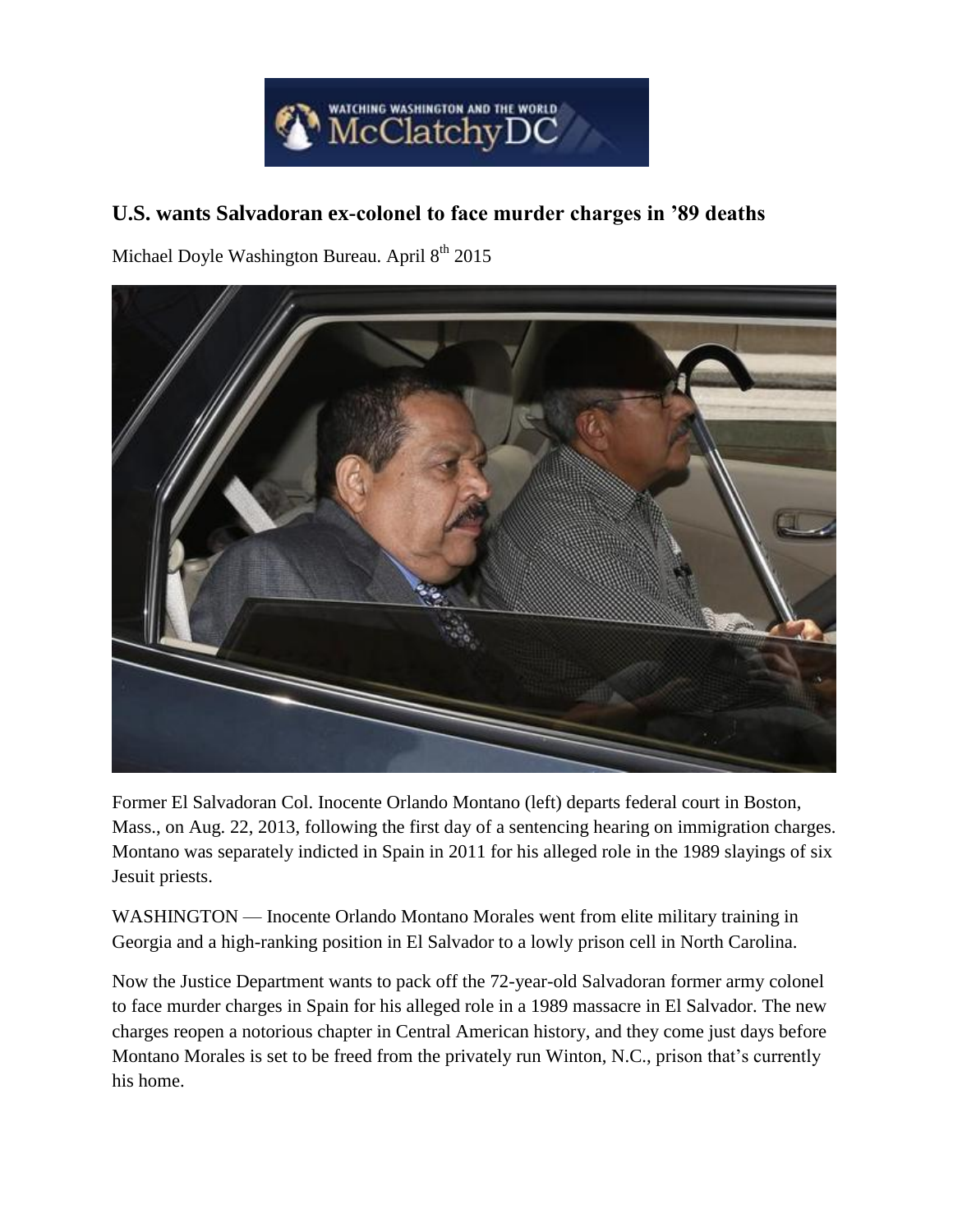# U.S. wants Salvadoran ex-colonel to face murder charges in '89 deaths

Michael Doyle Washington Bureau. April 8th 2015

Former El Salvadoran Col. Inocente Orlando Montano (left) departs federal court in Boston, Mass., on Aug. 22, 2013, following the first day of a sentencing hearing on immigration charges. Montano was separately indicted in Spain in 2011 for his alleged role in the 1989 slayings of six Jesuit priests.

WASHINGTON — Inocente Orlando Montano Morales went from elite military training in Georgia and a high-ranking position in El Salvador to a lowly prison cell in North Carolina.

Now the Justice Department wants to pack off the 72-year-old Salvadoran former army colonel to face murder charges in Spain for his alleged role in a 1989 massacre in El Salvador. The new charges reopen a notorious chapter in Central American history, and they come just days before Montano Morales is set to be freed from the privately run Winton, N.C., prison that's currently his home.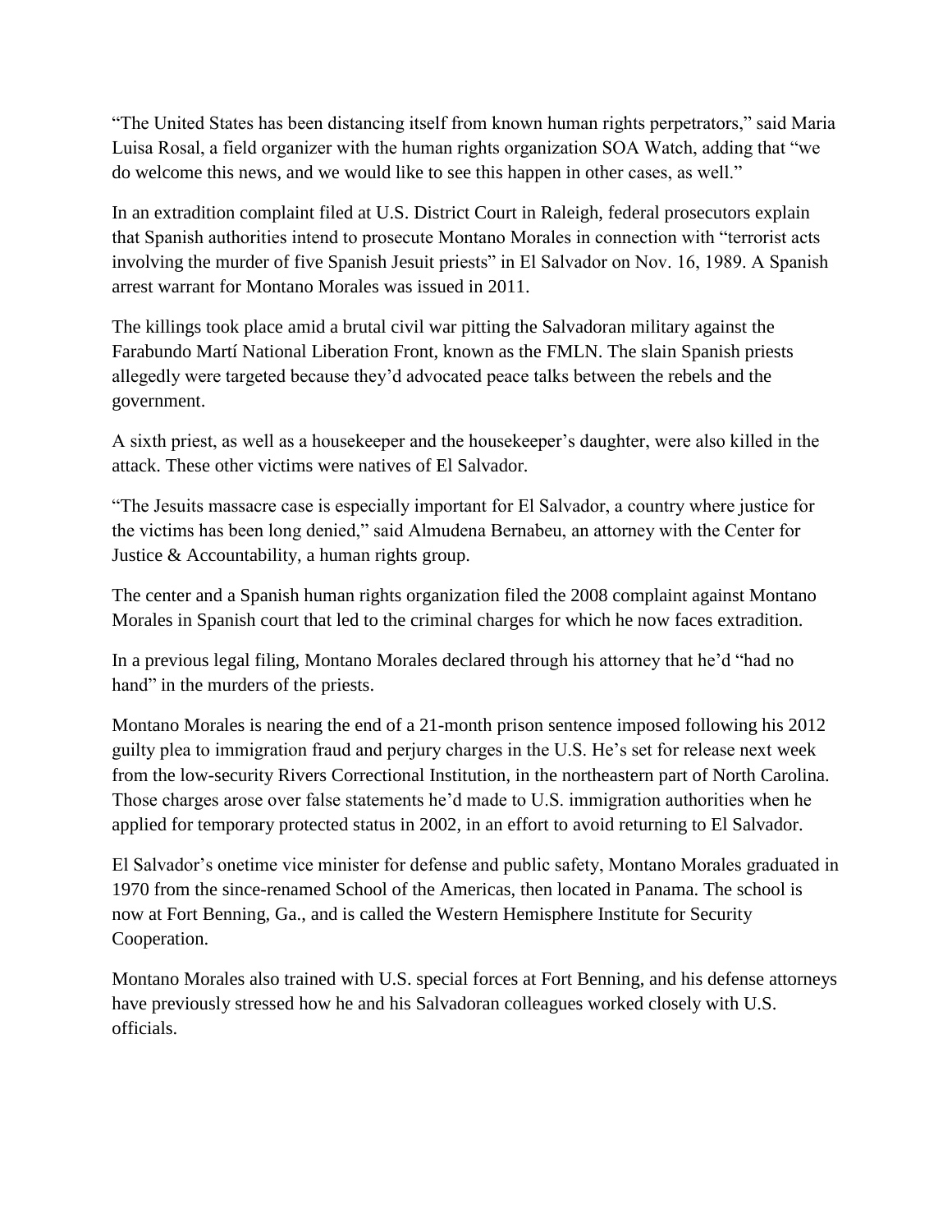"The United States has been distancing itself from known human rights perpetrators," said Maria Luisa Rosal, a field organizer with the human rights organization SOA Watch, adding that "we do welcome this news, and we would like to see this happen in other cases, as well."

In an extradition complaint filed at U.S. District Court in Raleigh, federal prosecutors explain that Spanish authorities intend to prosecute Montano Morales in connection with "terrorist acts involving the murder of five Spanish Jesuit priests" in El Salvador on Nov. 16, 1989. A Spanish arrest warrant for Montano Morales was issued in 2011.

The killings took place amid a brutal civil war pitting the Salvadoran military against the Farabundo Martí National Liberation Front, known as the FMLN. The slain Spanish priests allegedly were targeted because they'd advocated peace talks between the rebels and the government.

A sixth priest, as well as a housekeeper and the housekeeper's daughter, were also killed in the attack. These other victims were natives of El Salvador.

"The Jesuits massacre case is especially important for El Salvador, a country where justice for the victims has been long denied," said Almudena Bernabeu, an attorney with the Center for Justice & Accountability, a human rights group.

The center and a Spanish human rights organization filed the 2008 complaint against Montano Morales in Spanish court that led to the criminal charges for which he now faces extradition.

In a previous legal filing, Montano Morales declared through his attorney that he'd "had no hand" in the murders of the priests.

Montano Morales is nearing the end of a 21-month prison sentence imposed following his 2012 guilty plea to immigration fraud and perjury charges in the U.S. He's set for release next week from the low-security Rivers Correctional Institution, in the northeastern part of North Carolina. Those charges arose over false statements he'd made to U.S. immigration authorities when he applied for temporary protected status in 2002, in an effort to avoid returning to El Salvador.

El Salvador's onetime vice minister for defense and public safety, Montano Morales graduated in 1970 from the since-renamed School of the Americas, then located in Panama. The school is now at Fort Benning, Ga., and is called the Western Hemisphere Institute for Security Cooperation.

Montano Morales also trained with U.S. special forces at Fort Benning, and his defense attorneys have previously stressed how he and his Salvadoran colleagues worked closely with U.S. officials.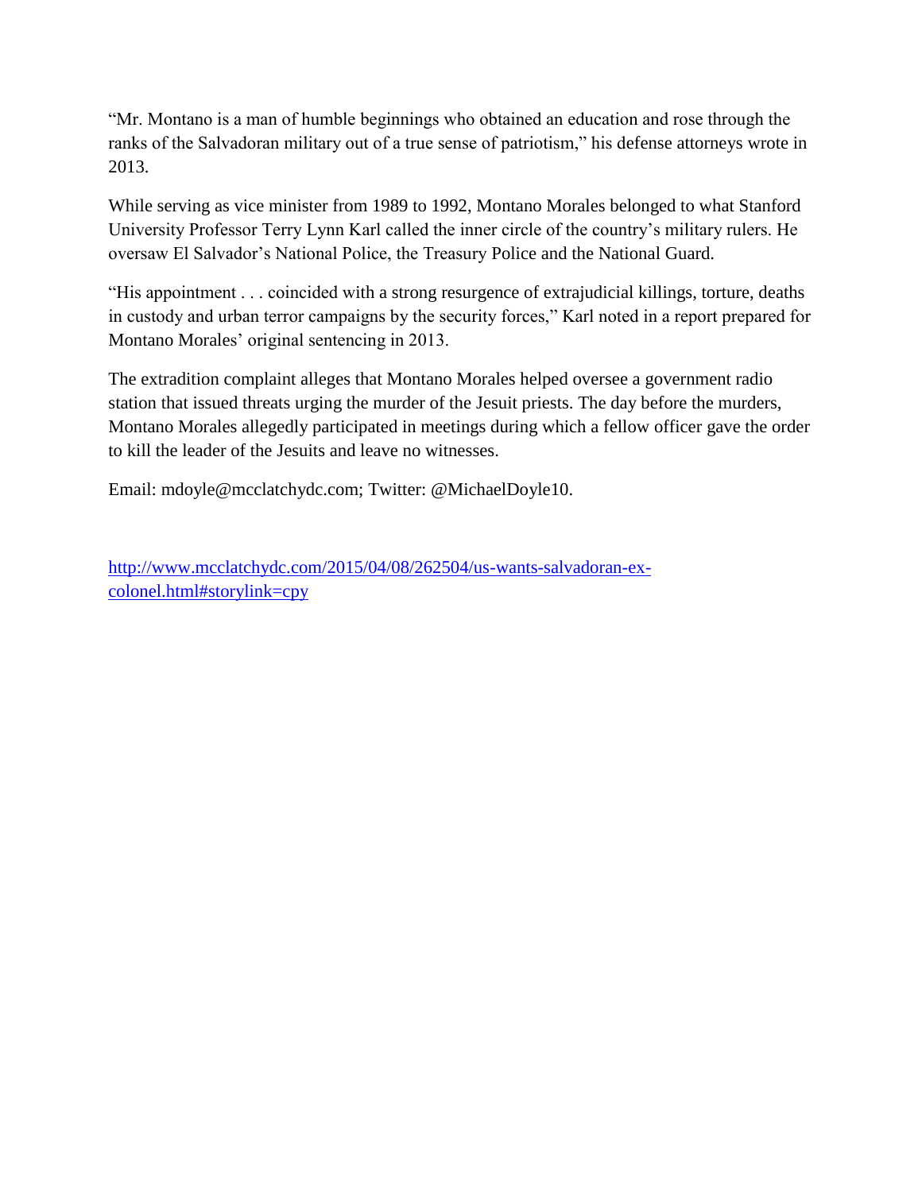"Mr. Montano is a man of humble beginnings who obtained an education and rose through the ranks of the Salvadoran military out of a true sense of patriotism," his defense attorneys wrote in 2013.

While serving as vice minister from 1989 to 1992, Montano Morales belonged to what Stanford University Professor Terry Lynn Karl called the inner circle of the country's military rulers. He oversaw El Salvador's National Police, the Treasury Police and the National Guard.

"His appointment . . . coincided with a strong resurgence of extrajudicial killings, torture, deaths in custody and urban terror campaigns by the security forces," Karl noted in a report prepared for Montano Morales' original sentencing in 2013.

The extradition complaint alleges that Montano Morales helped oversee a government radio station that issued threats urging the murder of the Jesuit priests. The day before the murders, Montano Morales allegedly participated in meetings during which a fellow officer gave the order to kill the leader of the Jesuits and leave no witnesses.

Email: mdoyle@mcclatchydc.com; Twitter: @MichaelDoyle10.

http://www.mcclatchydc.com/2015/04/08/262504/us-wants-salvadoran-ex-colonel.html#storylink=cpy